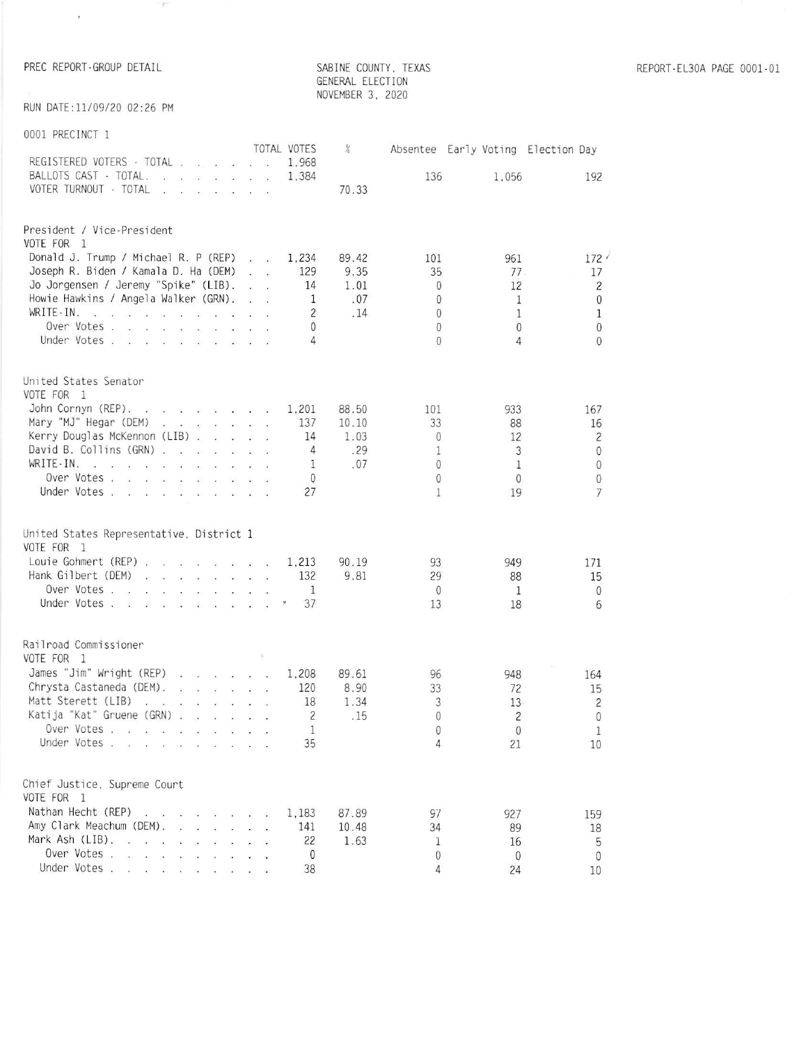PREC REPORT-GROUP DETAIL

SABINE COUNTY, TEXAS
GENERAL ELECTION
NOVEMBER 3, 2020

REPORT-EL30A PAGE 0001-01

RUN DATE:11/09/20 02:26 PM

0001 PRECINCT 1

| | TOTAL VOTES | % | Absentee | Early Voting | Election Day |
|---|---|---|---|---|---|
| REGISTERED VOTERS - TOTAL | 1,968 | | | | |
| BALLOTS CAST - TOTAL | 1,384 | | 136 | 1,056 | 192 |
| VOTER TURNOUT - TOTAL | | 70.33 | | | |

President / Vice-President
VOTE FOR 1

| | TOTAL VOTES | % | Absentee | Early Voting | Election Day |
|---|---|---|---|---|---|
| Donald J. Trump / Michael R. P (REP) | 1,234 | 89.42 | 101 | 961 | 172 |
| Joseph R. Biden / Kamala D. Ha (DEM) | 129 | 9.35 | 35 | 77 | 17 |
| Jo Jorgensen / Jeremy "Spike" (LIB) | 14 | 1.01 | 0 | 12 | 2 |
| Howie Hawkins / Angela Walker (GRN) | 1 | .07 | 0 | 1 | 0 |
| WRITE-IN | 2 | .14 | 0 | 1 | 1 |
| Over Votes | 0 | | 0 | 0 | 0 |
| Under Votes | 4 | | 0 | 4 | 0 |

United States Senator
VOTE FOR 1

| | TOTAL VOTES | % | Absentee | Early Voting | Election Day |
|---|---|---|---|---|---|
| John Cornyn (REP) | 1,201 | 88.50 | 101 | 933 | 167 |
| Mary "MJ" Hegar (DEM) | 137 | 10.10 | 33 | 88 | 16 |
| Kerry Douglas McKennon (LIB) | 14 | 1.03 | 0 | 12 | 2 |
| David B. Collins (GRN) | 4 | .29 | 1 | 3 | 0 |
| WRITE-IN | 1 | .07 | 0 | 1 | 0 |
| Over Votes | 0 | | 0 | 0 | 0 |
| Under Votes | 27 | | 1 | 19 | 7 |

United States Representative, District 1
VOTE FOR 1

| | TOTAL VOTES | % | Absentee | Early Voting | Election Day |
|---|---|---|---|---|---|
| Louie Gohmert (REP) | 1,213 | 90.19 | 93 | 949 | 171 |
| Hank Gilbert (DEM) | 132 | 9.81 | 29 | 88 | 15 |
| Over Votes | 1 | | 0 | 1 | 0 |
| Under Votes | 37 | | 13 | 18 | 6 |

Railroad Commissioner
VOTE FOR 1

| | TOTAL VOTES | % | Absentee | Early Voting | Election Day |
|---|---|---|---|---|---|
| James "Jim" Wright (REP) | 1,208 | 89.61 | 96 | 948 | 164 |
| Chrysta Castaneda (DEM) | 120 | 8.90 | 33 | 72 | 15 |
| Matt Sterett (LIB) | 18 | 1.34 | 3 | 13 | 2 |
| Katija "Kat" Gruene (GRN) | 2 | .15 | 0 | 2 | 0 |
| Over Votes | 1 | | 0 | 0 | 1 |
| Under Votes | 35 | | 4 | 21 | 10 |

Chief Justice, Supreme Court
VOTE FOR 1

| | TOTAL VOTES | % | Absentee | Early Voting | Election Day |
|---|---|---|---|---|---|
| Nathan Hecht (REP) | 1,183 | 87.89 | 97 | 927 | 159 |
| Amy Clark Meachum (DEM) | 141 | 10.48 | 34 | 89 | 18 |
| Mark Ash (LIB) | 22 | 1.63 | 1 | 16 | 5 |
| Over Votes | 0 | | 0 | 0 | 0 |
| Under Votes | 38 | | 4 | 24 | 10 |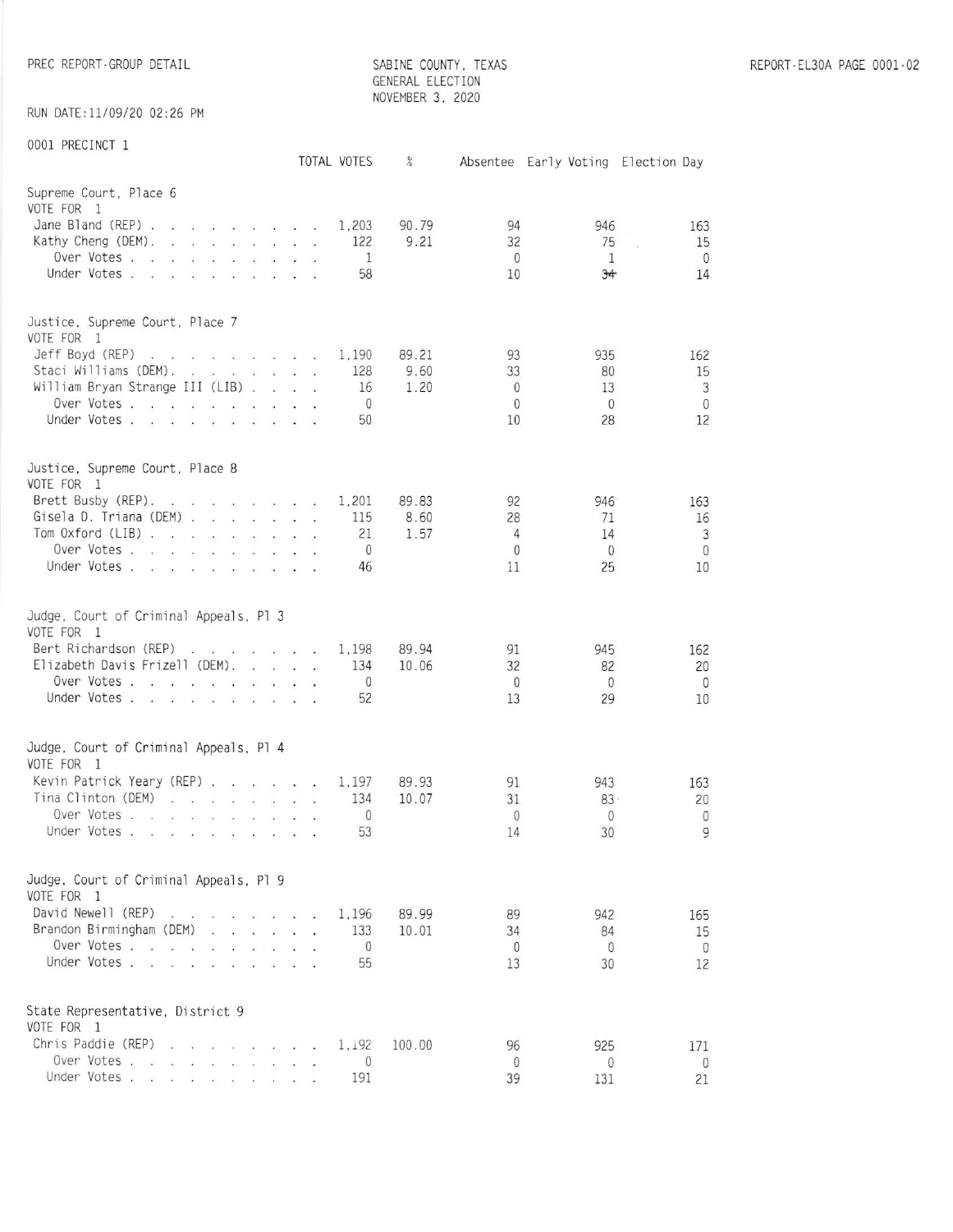PREC REPORT-GROUP DETAIL

SABINE COUNTY, TEXAS
GENERAL ELECTION
NOVEMBER 3, 2020

RUN DATE:11/09/20 02:26 PM

0001 PRECINCT 1

| | TOTAL VOTES | % | Absentee | Early Voting | Election Day |
|---|---|---|---|---|---|
| **Supreme Court, Place 6** | | | | | |
| VOTE FOR 1 | | | | | |
| Jane Bland (REP) | 1,203 | 90.79 | 94 | 946 | 163 |
| Kathy Cheng (DEM) | 122 | 9.21 | 32 | 75 | 15 |
| Over Votes | 1 | | 0 | 1 | 0 |
| Under Votes | 58 | | 10 | ~~34~~ | 14 |
| **Justice, Supreme Court, Place 7** | | | | | |
| VOTE FOR 1 | | | | | |
| Jeff Boyd (REP) | 1,190 | 89.21 | 93 | 935 | 162 |
| Staci Williams (DEM) | 128 | 9.60 | 33 | 80 | 15 |
| William Bryan Strange III (LIB) | 16 | 1.20 | 0 | 13 | 3 |
| Over Votes | 0 | | 0 | 0 | 0 |
| Under Votes | 50 | | 10 | 28 | 12 |
| **Justice, Supreme Court, Place 8** | | | | | |
| VOTE FOR 1 | | | | | |
| Brett Busby (REP) | 1,201 | 89.83 | 92 | 946 | 163 |
| Gisela D. Triana (DEM) | 115 | 8.60 | 28 | 71 | 16 |
| Tom Oxford (LIB) | 21 | 1.57 | 4 | 14 | 3 |
| Over Votes | 0 | | 0 | 0 | 0 |
| Under Votes | 46 | | 11 | 25 | 10 |
| **Judge, Court of Criminal Appeals, Pl 3** | | | | | |
| VOTE FOR 1 | | | | | |
| Bert Richardson (REP) | 1,198 | 89.94 | 91 | 945 | 162 |
| Elizabeth Davis Frizell (DEM) | 134 | 10.06 | 32 | 82 | 20 |
| Over Votes | 0 | | 0 | 0 | 0 |
| Under Votes | 52 | | 13 | 29 | 10 |
| **Judge, Court of Criminal Appeals, Pl 4** | | | | | |
| VOTE FOR 1 | | | | | |
| Kevin Patrick Yeary (REP) | 1,197 | 89.93 | 91 | 943 | 163 |
| Tina Clinton (DEM) | 134 | 10.07 | 31 | 83 | 20 |
| Over Votes | 0 | | 0 | 0 | 0 |
| Under Votes | 53 | | 14 | 30 | 9 |
| **Judge, Court of Criminal Appeals, Pl 9** | | | | | |
| VOTE FOR 1 | | | | | |
| David Newell (REP) | 1,196 | 89.99 | 89 | 942 | 165 |
| Brandon Birmingham (DEM) | 133 | 10.01 | 34 | 84 | 15 |
| Over Votes | 0 | | 0 | 0 | 0 |
| Under Votes | 55 | | 13 | 30 | 12 |
| **State Representative, District 9** | | | | | |
| VOTE FOR 1 | | | | | |
| Chris Paddie (REP) | 1,192 | 100.00 | 96 | 925 | 171 |
| Over Votes | 0 | | 0 | 0 | 0 |
| Under Votes | 191 | | 39 | 131 | 21 |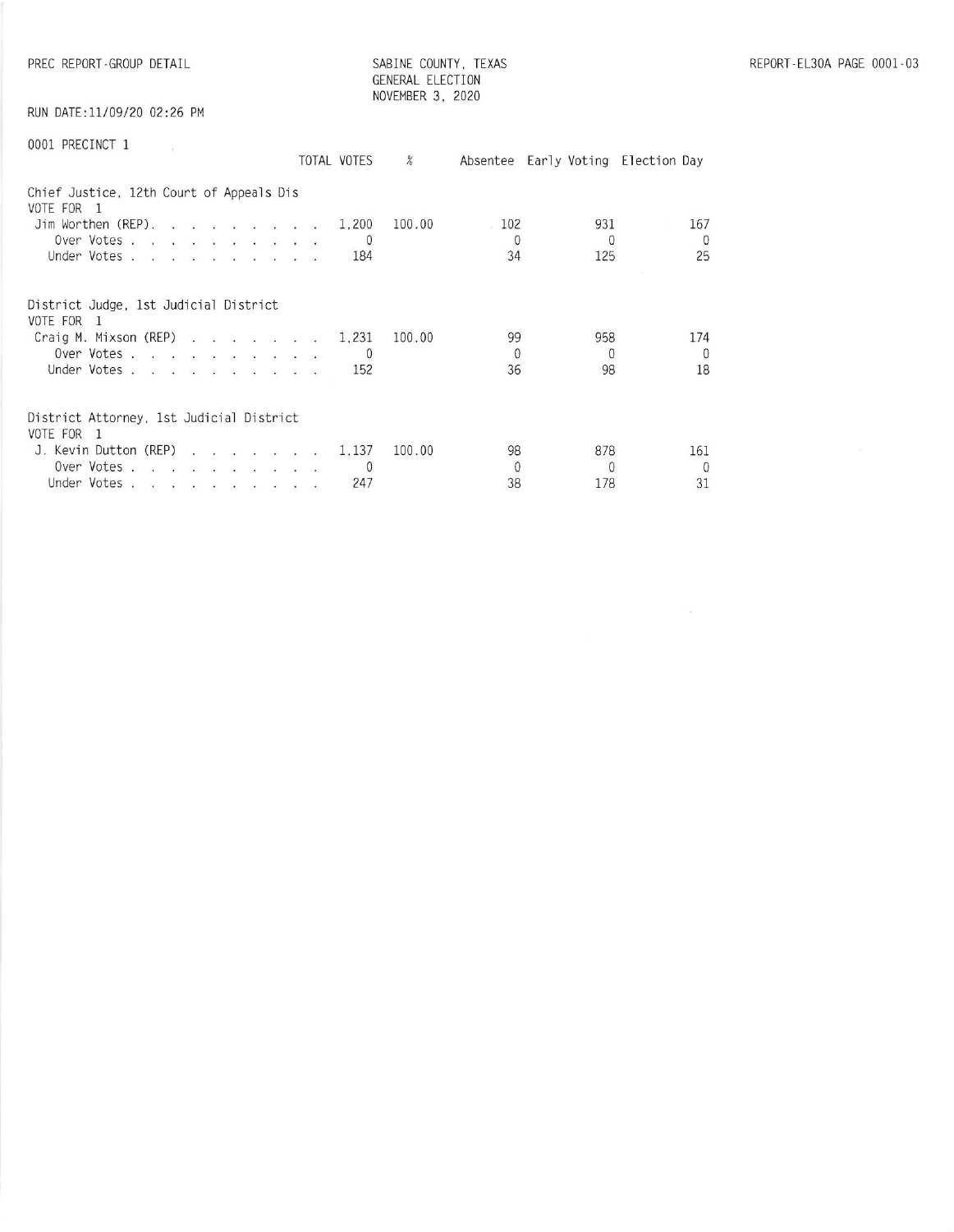PREC REPORT-GROUP DETAIL

SABINE COUNTY, TEXAS
GENERAL ELECTION
NOVEMBER 3, 2020

RUN DATE:11/09/20 02:26 PM

0001 PRECINCT 1

| | TOTAL VOTES | % | Absentee | Early Voting | Election Day |
|---|---|---|---|---|---|
| **Chief Justice, 12th Court of Appeals Dis** | | | | | |
| VOTE FOR 1 | | | | | |
| Jim Worthen (REP) | 1,200 | 100.00 | 102 | 931 | 167 |
| Over Votes | 0 | | 0 | 0 | 0 |
| Under Votes | 184 | | 34 | 125 | 25 |
| **District Judge, 1st Judicial District** | | | | | |
| VOTE FOR 1 | | | | | |
| Craig M. Mixson (REP) | 1,231 | 100.00 | 99 | 958 | 174 |
| Over Votes | 0 | | 0 | 0 | 0 |
| Under Votes | 152 | | 36 | 98 | 18 |
| **District Attorney, 1st Judicial District** | | | | | |
| VOTE FOR 1 | | | | | |
| J. Kevin Dutton (REP) | 1,137 | 100.00 | 98 | 878 | 161 |
| Over Votes | 0 | | 0 | 0 | 0 |
| Under Votes | 247 | | 38 | 178 | 31 |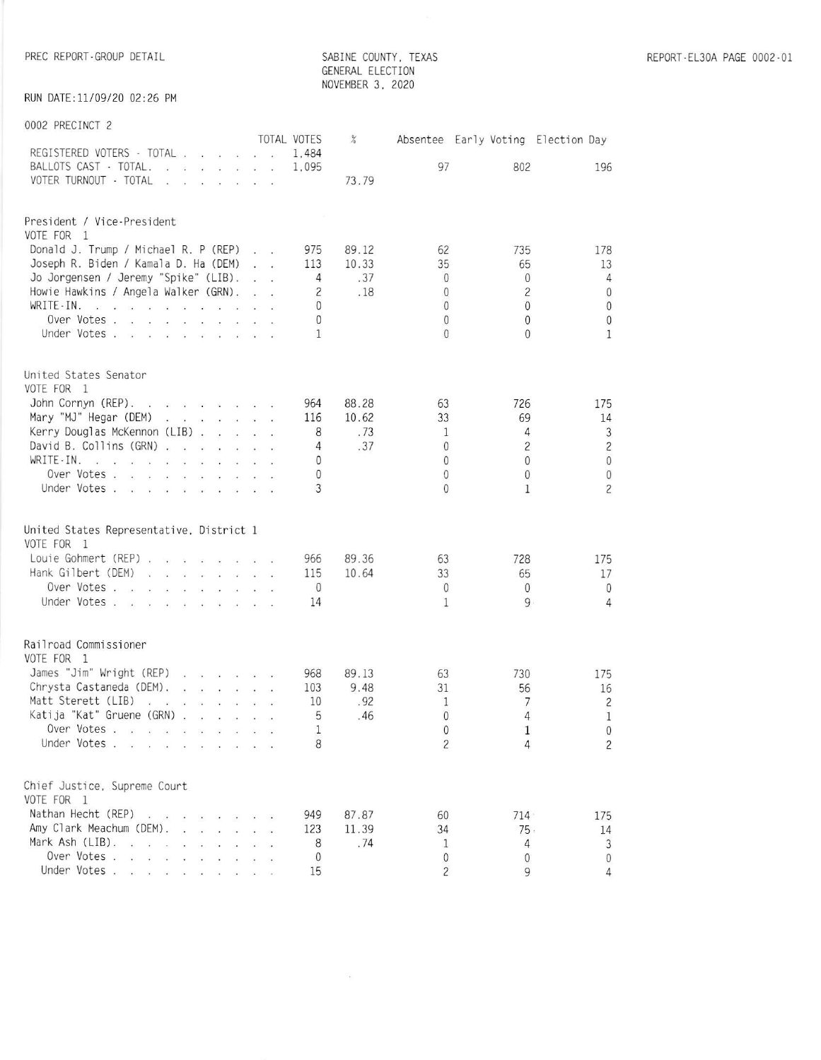PREC REPORT-GROUP DETAIL

SABINE COUNTY, TEXAS
GENERAL ELECTION
NOVEMBER 3, 2020

REPORT-EL30A PAGE 0002-01

RUN DATE:11/09/20 02:26 PM

## 0002 PRECINCT 2

| | TOTAL VOTES | % | Absentee | Early Voting | Election Day |
|---|---|---|---|---|---|
| REGISTERED VOTERS - TOTAL | 1,484 | | | | |
| BALLOTS CAST - TOTAL. | 1,095 | | 97 | 802 | 196 |
| VOTER TURNOUT - TOTAL | | 73.79 | | | |

### President / Vice-President
VOTE FOR 1

| | TOTAL VOTES | % | Absentee | Early Voting | Election Day |
|---|---|---|---|---|---|
| Donald J. Trump / Michael R. P (REP) | 975 | 89.12 | 62 | 735 | 178 |
| Joseph R. Biden / Kamala D. Ha (DEM) | 113 | 10.33 | 35 | 65 | 13 |
| Jo Jorgensen / Jeremy "Spike" (LIB). | 4 | .37 | 0 | 0 | 4 |
| Howie Hawkins / Angela Walker (GRN). | 2 | .18 | 0 | 2 | 0 |
| WRITE-IN. | 0 | | 0 | 0 | 0 |
| Over Votes | 0 | | 0 | 0 | 0 |
| Under Votes | 1 | | 0 | 0 | 1 |

### United States Senator
VOTE FOR 1

| | TOTAL VOTES | % | Absentee | Early Voting | Election Day |
|---|---|---|---|---|---|
| John Cornyn (REP). | 964 | 88.28 | 63 | 726 | 175 |
| Mary "MJ" Hegar (DEM) | 116 | 10.62 | 33 | 69 | 14 |
| Kerry Douglas McKennon (LIB) | 8 | .73 | 1 | 4 | 3 |
| David B. Collins (GRN) | 4 | .37 | 0 | 2 | 2 |
| WRITE-IN. | 0 | | 0 | 0 | 0 |
| Over Votes | 0 | | 0 | 0 | 0 |
| Under Votes | 3 | | 0 | 1 | 2 |

### United States Representative, District 1
VOTE FOR 1

| | TOTAL VOTES | % | Absentee | Early Voting | Election Day |
|---|---|---|---|---|---|
| Louie Gohmert (REP) | 966 | 89.36 | 63 | 728 | 175 |
| Hank Gilbert (DEM) | 115 | 10.64 | 33 | 65 | 17 |
| Over Votes | 0 | | 0 | 0 | 0 |
| Under Votes | 14 | | 1 | 9 | 4 |

### Railroad Commissioner
VOTE FOR 1

| | TOTAL VOTES | % | Absentee | Early Voting | Election Day |
|---|---|---|---|---|---|
| James "Jim" Wright (REP) | 968 | 89.13 | 63 | 730 | 175 |
| Chrysta Castaneda (DEM). | 103 | 9.48 | 31 | 56 | 16 |
| Matt Sterett (LIB) | 10 | .92 | 1 | 7 | 2 |
| Katija "Kat" Gruene (GRN) | 5 | .46 | 0 | 4 | 1 |
| Over Votes | 1 | | 0 | 1 | 0 |
| Under Votes | 8 | | 2 | 4 | 2 |

### Chief Justice, Supreme Court
VOTE FOR 1

| | TOTAL VOTES | % | Absentee | Early Voting | Election Day |
|---|---|---|---|---|---|
| Nathan Hecht (REP) | 949 | 87.87 | 60 | 714 | 175 |
| Amy Clark Meachum (DEM). | 123 | 11.39 | 34 | 75 | 14 |
| Mark Ash (LIB). | 8 | .74 | 1 | 4 | 3 |
| Over Votes | 0 | | 0 | 0 | 0 |
| Under Votes | 15 | | 2 | 9 | 4 |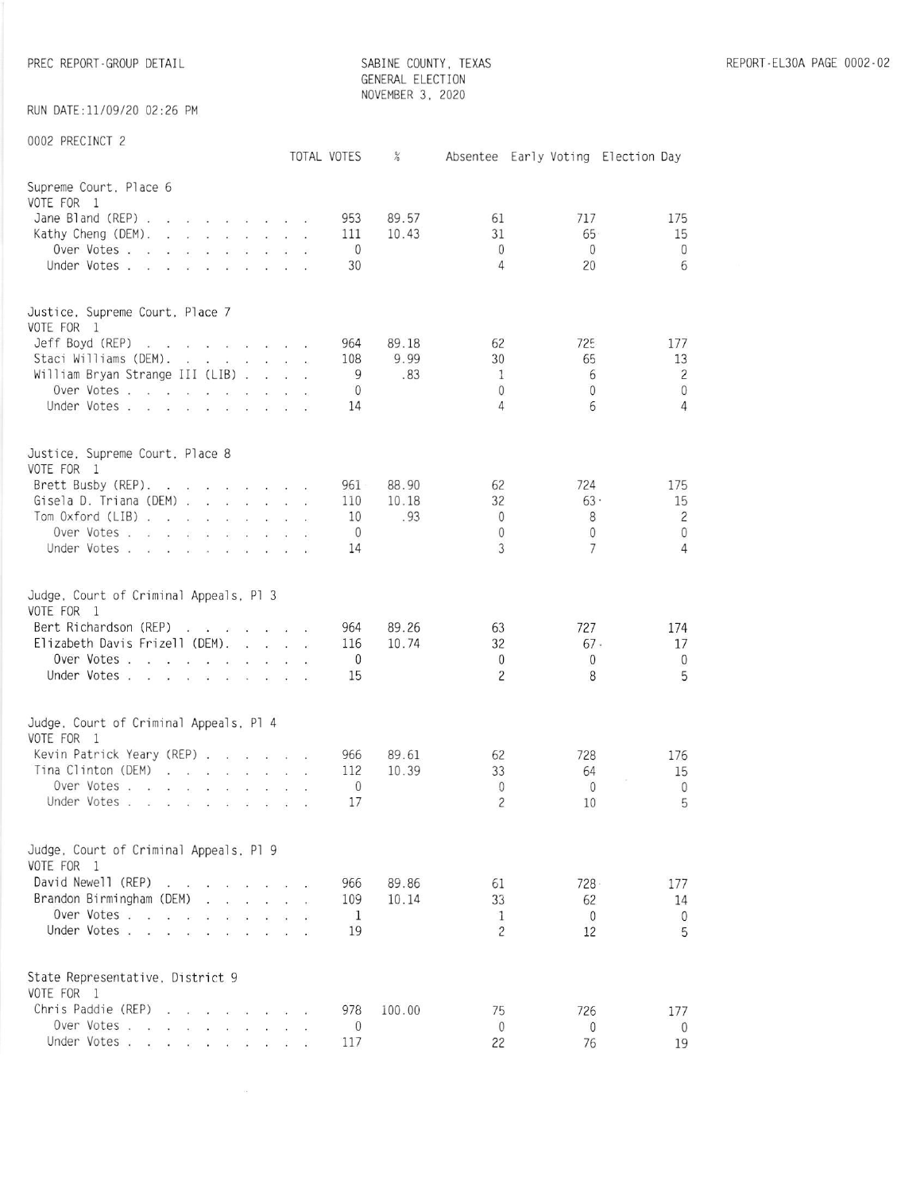PREC REPORT-GROUP DETAIL

SABINE COUNTY, TEXAS
GENERAL ELECTION
NOVEMBER 3, 2020

RUN DATE:11/09/20 02:26 PM

0002 PRECINCT 2

| | TOTAL VOTES | % | Absentee | Early Voting | Election Day |
|---|---|---|---|---|---|
| **Supreme Court, Place 6** | | | | | |
| VOTE FOR 1 | | | | | |
| Jane Bland (REP) | 953 | 89.57 | 61 | 717 | 175 |
| Kathy Cheng (DEM) | 111 | 10.43 | 31 | 65 | 15 |
| Over Votes | 0 | | 0 | 0 | 0 |
| Under Votes | 30 | | 4 | 20 | 6 |
| **Justice, Supreme Court, Place 7** | | | | | |
| VOTE FOR 1 | | | | | |
| Jeff Boyd (REP) | 964 | 89.18 | 62 | 725 | 177 |
| Staci Williams (DEM) | 108 | 9.99 | 30 | 65 | 13 |
| William Bryan Strange III (LIB) | 9 | .83 | 1 | 6 | 2 |
| Over Votes | 0 | | 0 | 0 | 0 |
| Under Votes | 14 | | 4 | 6 | 4 |
| **Justice, Supreme Court, Place 8** | | | | | |
| VOTE FOR 1 | | | | | |
| Brett Busby (REP) | 961 | 88.90 | 62 | 724 | 175 |
| Gisela D. Triana (DEM) | 110 | 10.18 | 32 | 63 | 15 |
| Tom Oxford (LIB) | 10 | .93 | 0 | 8 | 2 |
| Over Votes | 0 | | 0 | 0 | 0 |
| Under Votes | 14 | | 3 | 7 | 4 |
| **Judge, Court of Criminal Appeals, Pl 3** | | | | | |
| VOTE FOR 1 | | | | | |
| Bert Richardson (REP) | 964 | 89.26 | 63 | 727 | 174 |
| Elizabeth Davis Frizell (DEM) | 116 | 10.74 | 32 | 67 | 17 |
| Over Votes | 0 | | 0 | 0 | 0 |
| Under Votes | 15 | | 2 | 8 | 5 |
| **Judge, Court of Criminal Appeals, Pl 4** | | | | | |
| VOTE FOR 1 | | | | | |
| Kevin Patrick Yeary (REP) | 966 | 89.61 | 62 | 728 | 176 |
| Tina Clinton (DEM) | 112 | 10.39 | 33 | 64 | 15 |
| Over Votes | 0 | | 0 | 0 | 0 |
| Under Votes | 17 | | 2 | 10 | 5 |
| **Judge, Court of Criminal Appeals, Pl 9** | | | | | |
| VOTE FOR 1 | | | | | |
| David Newell (REP) | 966 | 89.86 | 61 | 728 | 177 |
| Brandon Birmingham (DEM) | 109 | 10.14 | 33 | 62 | 14 |
| Over Votes | 1 | | 1 | 0 | 0 |
| Under Votes | 19 | | 2 | 12 | 5 |
| **State Representative, District 9** | | | | | |
| VOTE FOR 1 | | | | | |
| Chris Paddie (REP) | 978 | 100.00 | 75 | 726 | 177 |
| Over Votes | 0 | | 0 | 0 | 0 |
| Under Votes | 117 | | 22 | 76 | 19 |